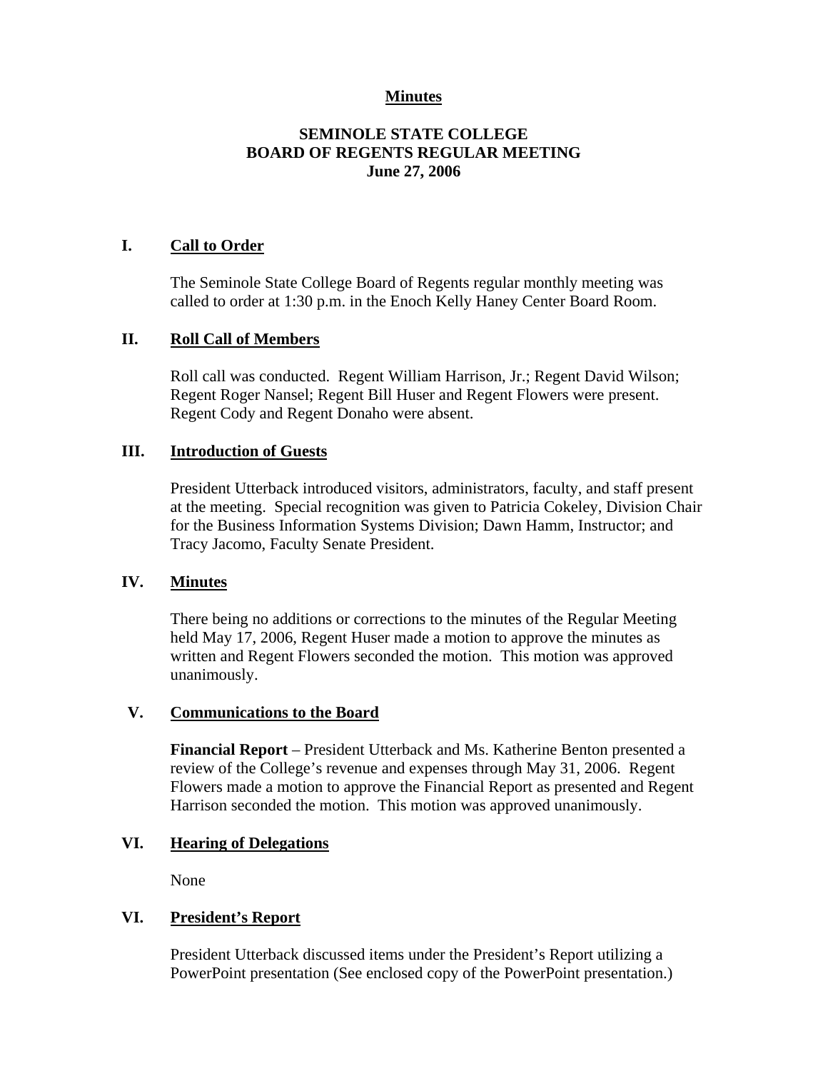# Minutes

## SEMINOLE STATE COLLEGE
## BOARD OF REGENTS REGULAR MEETING
## June 27, 2006

### I. Call to Order

The Seminole State College Board of Regents regular monthly meeting was called to order at 1:30 p.m. in the Enoch Kelly Haney Center Board Room.

### II. Roll Call of Members

Roll call was conducted. Regent William Harrison, Jr.; Regent David Wilson; Regent Roger Nansel; Regent Bill Huser and Regent Flowers were present. Regent Cody and Regent Donaho were absent.

### III. Introduction of Guests

President Utterback introduced visitors, administrators, faculty, and staff present at the meeting. Special recognition was given to Patricia Cokeley, Division Chair for the Business Information Systems Division; Dawn Hamm, Instructor; and Tracy Jacomo, Faculty Senate President.

### IV. Minutes

There being no additions or corrections to the minutes of the Regular Meeting held May 17, 2006, Regent Huser made a motion to approve the minutes as written and Regent Flowers seconded the motion. This motion was approved unanimously.

### V. Communications to the Board

**Financial Report** – President Utterback and Ms. Katherine Benton presented a review of the College's revenue and expenses through May 31, 2006. Regent Flowers made a motion to approve the Financial Report as presented and Regent Harrison seconded the motion. This motion was approved unanimously.

### VI. Hearing of Delegations

None

### VI. President's Report

President Utterback discussed items under the President's Report utilizing a PowerPoint presentation (See enclosed copy of the PowerPoint presentation.)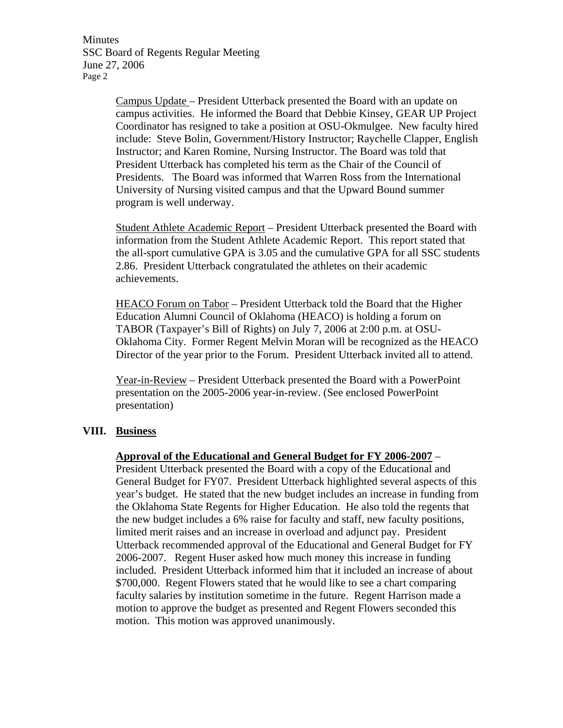Campus Update – President Utterback presented the Board with an update on campus activities. He informed the Board that Debbie Kinsey, GEAR UP Project Coordinator has resigned to take a position at OSU-Okmulgee. New faculty hired include: Steve Bolin, Government/History Instructor; Raychelle Clapper, English Instructor; and Karen Romine, Nursing Instructor. The Board was told that President Utterback has completed his term as the Chair of the Council of Presidents. The Board was informed that Warren Ross from the International University of Nursing visited campus and that the Upward Bound summer program is well underway.

Student Athlete Academic Report – President Utterback presented the Board with information from the Student Athlete Academic Report. This report stated that the all-sport cumulative GPA is 3.05 and the cumulative GPA for all SSC students 2.86. President Utterback congratulated the athletes on their academic achievements.

HEACO Forum on Tabor – President Utterback told the Board that the Higher Education Alumni Council of Oklahoma (HEACO) is holding a forum on TABOR (Taxpayer's Bill of Rights) on July 7, 2006 at 2:00 p.m. at OSU-Oklahoma City. Former Regent Melvin Moran will be recognized as the HEACO Director of the year prior to the Forum. President Utterback invited all to attend.

Year-in-Review – President Utterback presented the Board with a PowerPoint presentation on the 2005-2006 year-in-review. (See enclosed PowerPoint presentation)

## VIII. Business

**Approval of the Educational and General Budget for FY 2006-2007** – President Utterback presented the Board with a copy of the Educational and General Budget for FY07. President Utterback highlighted several aspects of this year's budget. He stated that the new budget includes an increase in funding from the Oklahoma State Regents for Higher Education. He also told the regents that the new budget includes a 6% raise for faculty and staff, new faculty positions, limited merit raises and an increase in overload and adjunct pay. President Utterback recommended approval of the Educational and General Budget for FY 2006-2007. Regent Huser asked how much money this increase in funding included. President Utterback informed him that it included an increase of about \$700,000. Regent Flowers stated that he would like to see a chart comparing faculty salaries by institution sometime in the future. Regent Harrison made a motion to approve the budget as presented and Regent Flowers seconded this motion. This motion was approved unanimously.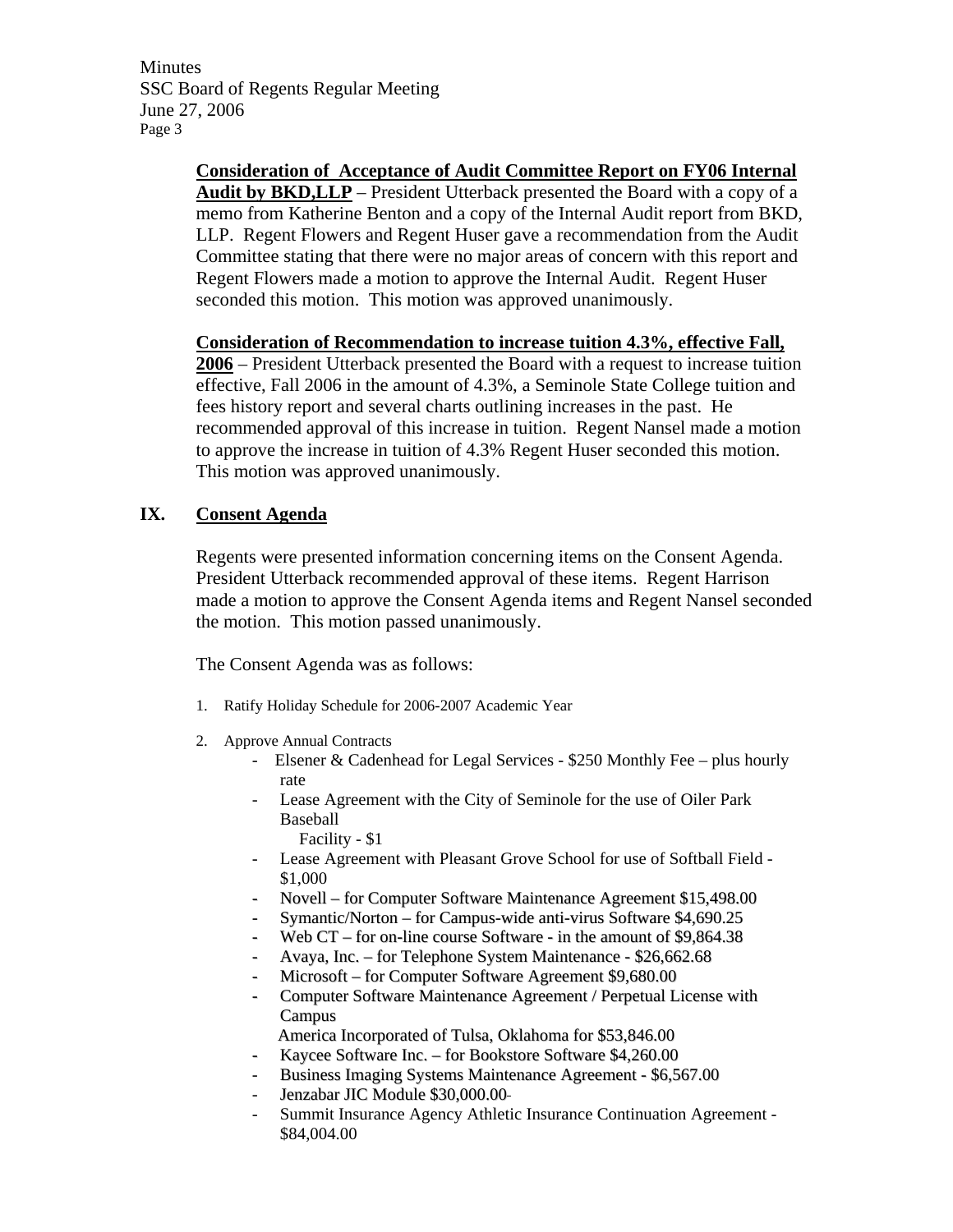**Consideration of Acceptance of Audit Committee Report on FY06 Internal Audit by BKD,LLP** – President Utterback presented the Board with a copy of a memo from Katherine Benton and a copy of the Internal Audit report from BKD, LLP. Regent Flowers and Regent Huser gave a recommendation from the Audit Committee stating that there were no major areas of concern with this report and Regent Flowers made a motion to approve the Internal Audit. Regent Huser seconded this motion. This motion was approved unanimously.

**Consideration of Recommendation to increase tuition 4.3%, effective Fall, 2006** – President Utterback presented the Board with a request to increase tuition effective, Fall 2006 in the amount of 4.3%, a Seminole State College tuition and fees history report and several charts outlining increases in the past. He recommended approval of this increase in tuition. Regent Nansel made a motion to approve the increase in tuition of 4.3% Regent Huser seconded this motion. This motion was approved unanimously.

## IX. Consent Agenda

Regents were presented information concerning items on the Consent Agenda. President Utterback recommended approval of these items. Regent Harrison made a motion to approve the Consent Agenda items and Regent Nansel seconded the motion. This motion passed unanimously.

The Consent Agenda was as follows:

1. Ratify Holiday Schedule for 2006-2007 Academic Year
2. Approve Annual Contracts
   - Elsener & Cadenhead for Legal Services - $250 Monthly Fee – plus hourly rate
   - Lease Agreement with the City of Seminole for the use of Oiler Park Baseball Facility - $1
   - Lease Agreement with Pleasant Grove School for use of Softball Field - $1,000
   - Novell – for Computer Software Maintenance Agreement $15,498.00
   - Symantic/Norton – for Campus-wide anti-virus Software $4,690.25
   - Web CT – for on-line course Software - in the amount of $9,864.38
   - Avaya, Inc. – for Telephone System Maintenance - $26,662.68
   - Microsoft – for Computer Software Agreement $9,680.00
   - Computer Software Maintenance Agreement / Perpetual License with Campus America Incorporated of Tulsa, Oklahoma for $53,846.00
   - Kaycee Software Inc. – for Bookstore Software $4,260.00
   - Business Imaging Systems Maintenance Agreement - $6,567.00
   - Jenzabar JIC Module $30,000.00
   - Summit Insurance Agency Athletic Insurance Continuation Agreement - $84,004.00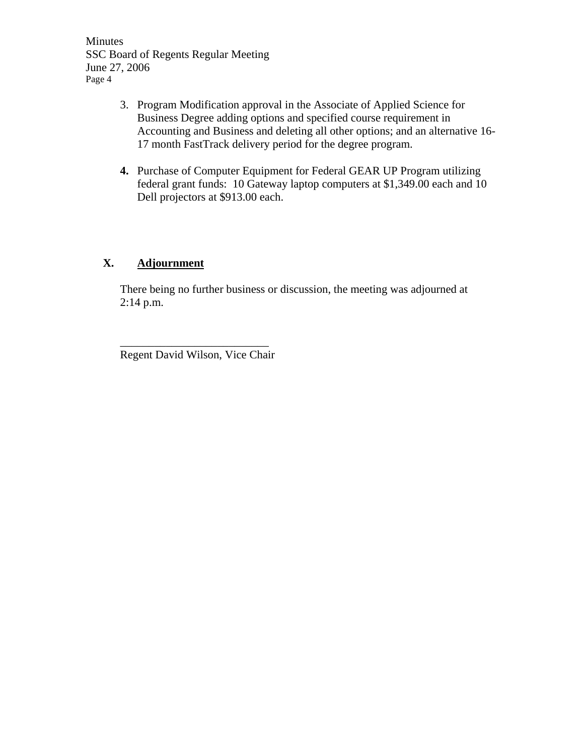3. Program Modification approval in the Associate of Applied Science for Business Degree adding options and specified course requirement in Accounting and Business and deleting all other options; and an alternative 16-17 month FastTrack delivery period for the degree program.

4. Purchase of Computer Equipment for Federal GEAR UP Program utilizing federal grant funds: 10 Gateway laptop computers at $1,349.00 each and 10 Dell projectors at $913.00 each.

## X. Adjournment

There being no further business or discussion, the meeting was adjourned at 2:14 p.m.

\_\_\_\_\_\_\_\_\_\_\_\_\_\_\_\_\_\_\_\_\_\_\_\_\_\_
Regent David Wilson, Vice Chair